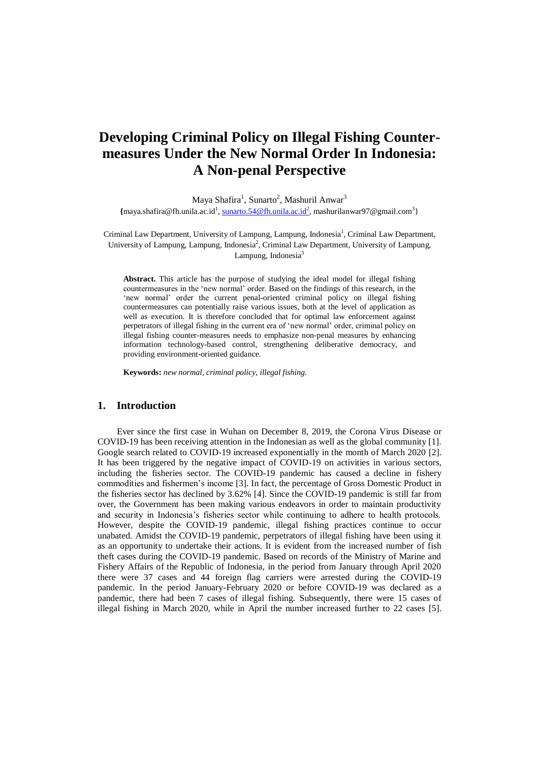# Developing Criminal Policy on Illegal Fishing Counter-measures Under the New Normal Order In Indonesia: A Non-penal Perspective

Maya Shafira[1], Sunarto[2], Mashuril Anwar[3]

{maya.shafira@fh.unila.ac.id[1], sunarto.54@fh.unila.ac.id[2], mashurilanwar97@gmail.com[3]}

Criminal Law Department, University of Lampung, Lampung, Indonesia[1], Criminal Law Department, University of Lampung, Lampung, Indonesia[2], Criminal Law Department, University of Lampung, Lampung, Indonesia[3]

**Abstract.** This article has the purpose of studying the ideal model for illegal fishing countermeasures in the 'new normal' order. Based on the findings of this research, in the 'new normal' order the current penal-oriented criminal policy on illegal fishing countermeasures can potentially raise various issues, both at the level of application as well as execution. It is therefore concluded that for optimal law enforcement against perpetrators of illegal fishing in the current era of 'new normal' order, criminal policy on illegal fishing counter-measures needs to emphasize non-penal measures by enhancing information technology-based control, strengthening deliberative democracy, and providing environment-oriented guidance.

**Keywords:** *new normal, criminal policy, illegal fishing.*

## 1. Introduction

Ever since the first case in Wuhan on December 8, 2019, the Corona Virus Disease or COVID-19 has been receiving attention in the Indonesian as well as the global community [1]. Google search related to COVID-19 increased exponentially in the month of March 2020 [2]. It has been triggered by the negative impact of COVID-19 on activities in various sectors, including the fisheries sector. The COVID-19 pandemic has caused a decline in fishery commodities and fishermen's income [3]. In fact, the percentage of Gross Domestic Product in the fisheries sector has declined by 3.62% [4]. Since the COVID-19 pandemic is still far from over, the Government has been making various endeavors in order to maintain productivity and security in Indonesia's fisheries sector while continuing to adhere to health protocols. However, despite the COVID-19 pandemic, illegal fishing practices continue to occur unabated. Amidst the COVID-19 pandemic, perpetrators of illegal fishing have been using it as an opportunity to undertake their actions. It is evident from the increased number of fish theft cases during the COVID-19 pandemic. Based on records of the Ministry of Marine and Fishery Affairs of the Republic of Indonesia, in the period from January through April 2020 there were 37 cases and 44 foreign flag carriers were arrested during the COVID-19 pandemic. In the period January-February 2020 or before COVID-19 was declared as a pandemic, there had been 7 cases of illegal fishing. Subsequently, there were 15 cases of illegal fishing in March 2020, while in April the number increased further to 22 cases [5].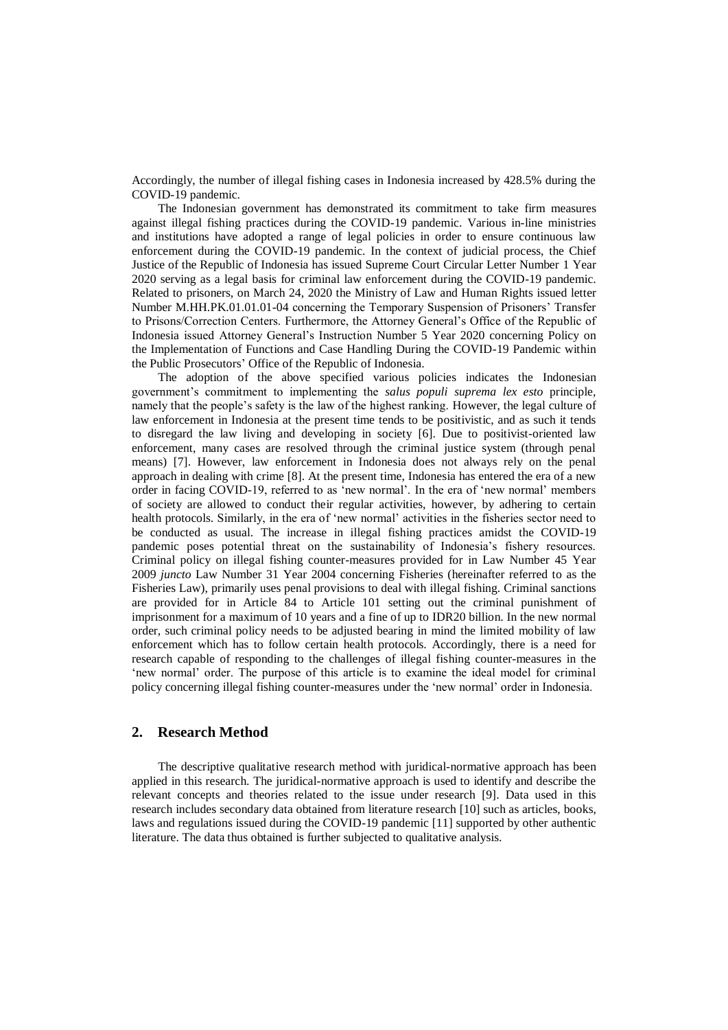Accordingly, the number of illegal fishing cases in Indonesia increased by 428.5% during the COVID-19 pandemic.

The Indonesian government has demonstrated its commitment to take firm measures against illegal fishing practices during the COVID-19 pandemic. Various in-line ministries and institutions have adopted a range of legal policies in order to ensure continuous law enforcement during the COVID-19 pandemic. In the context of judicial process, the Chief Justice of the Republic of Indonesia has issued Supreme Court Circular Letter Number 1 Year 2020 serving as a legal basis for criminal law enforcement during the COVID-19 pandemic. Related to prisoners, on March 24, 2020 the Ministry of Law and Human Rights issued letter Number M.HH.PK.01.01.01-04 concerning the Temporary Suspension of Prisoners' Transfer to Prisons/Correction Centers. Furthermore, the Attorney General's Office of the Republic of Indonesia issued Attorney General's Instruction Number 5 Year 2020 concerning Policy on the Implementation of Functions and Case Handling During the COVID-19 Pandemic within the Public Prosecutors' Office of the Republic of Indonesia.

The adoption of the above specified various policies indicates the Indonesian government's commitment to implementing the *salus populi suprema lex esto* principle, namely that the people's safety is the law of the highest ranking. However, the legal culture of law enforcement in Indonesia at the present time tends to be positivistic, and as such it tends to disregard the law living and developing in society [6]. Due to positivist-oriented law enforcement, many cases are resolved through the criminal justice system (through penal means) [7]. However, law enforcement in Indonesia does not always rely on the penal approach in dealing with crime [8]. At the present time, Indonesia has entered the era of a new order in facing COVID-19, referred to as 'new normal'. In the era of 'new normal' members of society are allowed to conduct their regular activities, however, by adhering to certain health protocols. Similarly, in the era of 'new normal' activities in the fisheries sector need to be conducted as usual. The increase in illegal fishing practices amidst the COVID-19 pandemic poses potential threat on the sustainability of Indonesia's fishery resources. Criminal policy on illegal fishing counter-measures provided for in Law Number 45 Year 2009 *juncto* Law Number 31 Year 2004 concerning Fisheries (hereinafter referred to as the Fisheries Law), primarily uses penal provisions to deal with illegal fishing. Criminal sanctions are provided for in Article 84 to Article 101 setting out the criminal punishment of imprisonment for a maximum of 10 years and a fine of up to IDR20 billion. In the new normal order, such criminal policy needs to be adjusted bearing in mind the limited mobility of law enforcement which has to follow certain health protocols. Accordingly, there is a need for research capable of responding to the challenges of illegal fishing counter-measures in the 'new normal' order. The purpose of this article is to examine the ideal model for criminal policy concerning illegal fishing counter-measures under the 'new normal' order in Indonesia.

## 2. Research Method

The descriptive qualitative research method with juridical-normative approach has been applied in this research. The juridical-normative approach is used to identify and describe the relevant concepts and theories related to the issue under research [9]. Data used in this research includes secondary data obtained from literature research [10] such as articles, books, laws and regulations issued during the COVID-19 pandemic [11] supported by other authentic literature. The data thus obtained is further subjected to qualitative analysis.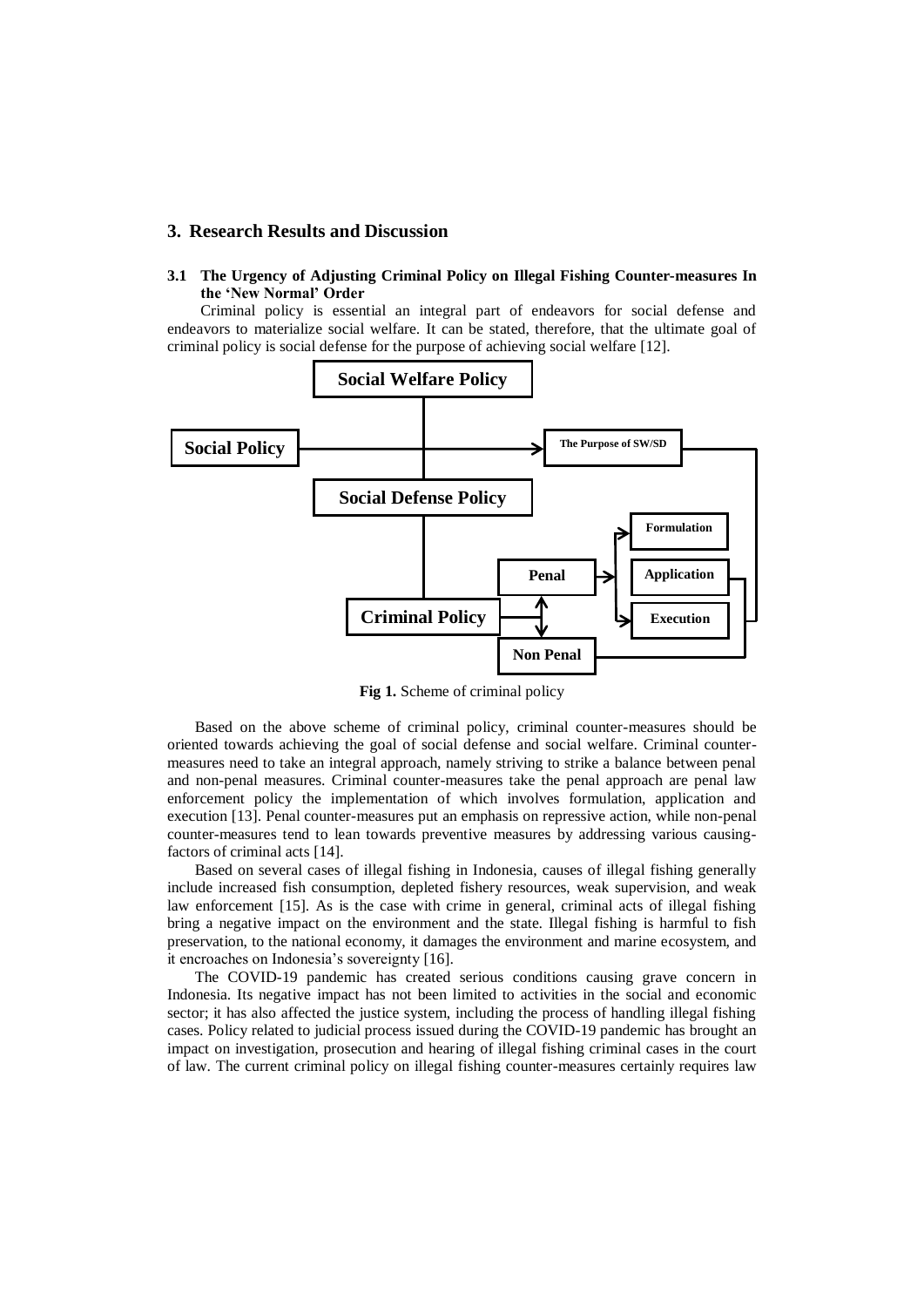## 3. Research Results and Discussion

### 3.1 The Urgency of Adjusting Criminal Policy on Illegal Fishing Counter-measures In the 'New Normal' Order

Criminal policy is essential an integral part of endeavors for social defense and endeavors to materialize social welfare. It can be stated, therefore, that the ultimate goal of criminal policy is social defense for the purpose of achieving social welfare [12].

Social Welfare Policy

Social Policy

The Purpose of SW/SD

Social Defense Policy

Formulation

Penal

Application

Criminal Policy

Execution

Non Penal

**Fig 1.** Scheme of criminal policy

Based on the above scheme of criminal policy, criminal counter-measures should be oriented towards achieving the goal of social defense and social welfare. Criminal counter-measures need to take an integral approach, namely striving to strike a balance between penal and non-penal measures. Criminal counter-measures take the penal approach are penal law enforcement policy the implementation of which involves formulation, application and execution [13]. Penal counter-measures put an emphasis on repressive action, while non-penal counter-measures tend to lean towards preventive measures by addressing various causing-factors of criminal acts [14].

Based on several cases of illegal fishing in Indonesia, causes of illegal fishing generally include increased fish consumption, depleted fishery resources, weak supervision, and weak law enforcement [15]. As is the case with crime in general, criminal acts of illegal fishing bring a negative impact on the environment and the state. Illegal fishing is harmful to fish preservation, to the national economy, it damages the environment and marine ecosystem, and it encroaches on Indonesia's sovereignty [16].

The COVID-19 pandemic has created serious conditions causing grave concern in Indonesia. Its negative impact has not been limited to activities in the social and economic sector; it has also affected the justice system, including the process of handling illegal fishing cases. Policy related to judicial process issued during the COVID-19 pandemic has brought an impact on investigation, prosecution and hearing of illegal fishing criminal cases in the court of law. The current criminal policy on illegal fishing counter-measures certainly requires law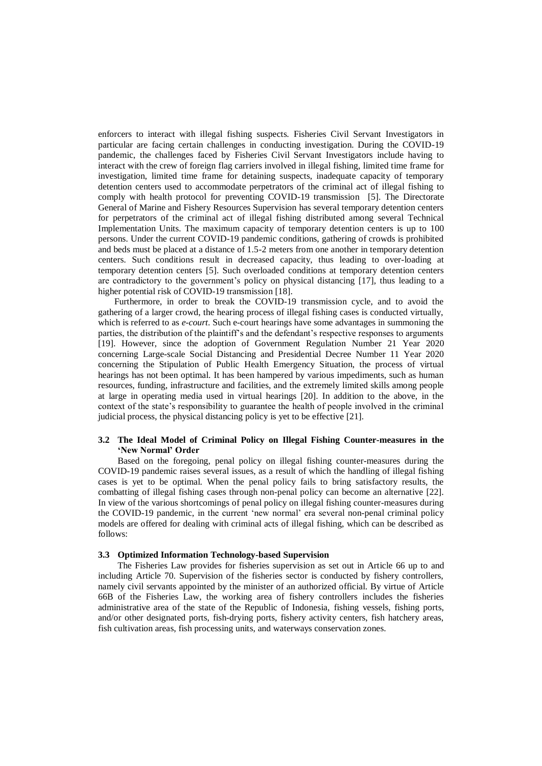enforcers to interact with illegal fishing suspects. Fisheries Civil Servant Investigators in particular are facing certain challenges in conducting investigation. During the COVID-19 pandemic, the challenges faced by Fisheries Civil Servant Investigators include having to interact with the crew of foreign flag carriers involved in illegal fishing, limited time frame for investigation, limited time frame for detaining suspects, inadequate capacity of temporary detention centers used to accommodate perpetrators of the criminal act of illegal fishing to comply with health protocol for preventing COVID-19 transmission [5]. The Directorate General of Marine and Fishery Resources Supervision has several temporary detention centers for perpetrators of the criminal act of illegal fishing distributed among several Technical Implementation Units. The maximum capacity of temporary detention centers is up to 100 persons. Under the current COVID-19 pandemic conditions, gathering of crowds is prohibited and beds must be placed at a distance of 1.5-2 meters from one another in temporary detention centers. Such conditions result in decreased capacity, thus leading to over-loading at temporary detention centers [5]. Such overloaded conditions at temporary detention centers are contradictory to the government's policy on physical distancing [17], thus leading to a higher potential risk of COVID-19 transmission [18].

Furthermore, in order to break the COVID-19 transmission cycle, and to avoid the gathering of a larger crowd, the hearing process of illegal fishing cases is conducted virtually, which is referred to as *e-court*. Such e-court hearings have some advantages in summoning the parties, the distribution of the plaintiff's and the defendant's respective responses to arguments [19]. However, since the adoption of Government Regulation Number 21 Year 2020 concerning Large-scale Social Distancing and Presidential Decree Number 11 Year 2020 concerning the Stipulation of Public Health Emergency Situation, the process of virtual hearings has not been optimal. It has been hampered by various impediments, such as human resources, funding, infrastructure and facilities, and the extremely limited skills among people at large in operating media used in virtual hearings [20]. In addition to the above, in the context of the state's responsibility to guarantee the health of people involved in the criminal judicial process, the physical distancing policy is yet to be effective [21].

### 3.2 The Ideal Model of Criminal Policy on Illegal Fishing Counter-measures in the 'New Normal' Order

Based on the foregoing, penal policy on illegal fishing counter-measures during the COVID-19 pandemic raises several issues, as a result of which the handling of illegal fishing cases is yet to be optimal. When the penal policy fails to bring satisfactory results, the combatting of illegal fishing cases through non-penal policy can become an alternative [22]. In view of the various shortcomings of penal policy on illegal fishing counter-measures during the COVID-19 pandemic, in the current 'new normal' era several non-penal criminal policy models are offered for dealing with criminal acts of illegal fishing, which can be described as follows:

### 3.3 Optimized Information Technology-based Supervision

The Fisheries Law provides for fisheries supervision as set out in Article 66 up to and including Article 70. Supervision of the fisheries sector is conducted by fishery controllers, namely civil servants appointed by the minister of an authorized official. By virtue of Article 66B of the Fisheries Law, the working area of fishery controllers includes the fisheries administrative area of the state of the Republic of Indonesia, fishing vessels, fishing ports, and/or other designated ports, fish-drying ports, fishery activity centers, fish hatchery areas, fish cultivation areas, fish processing units, and waterways conservation zones.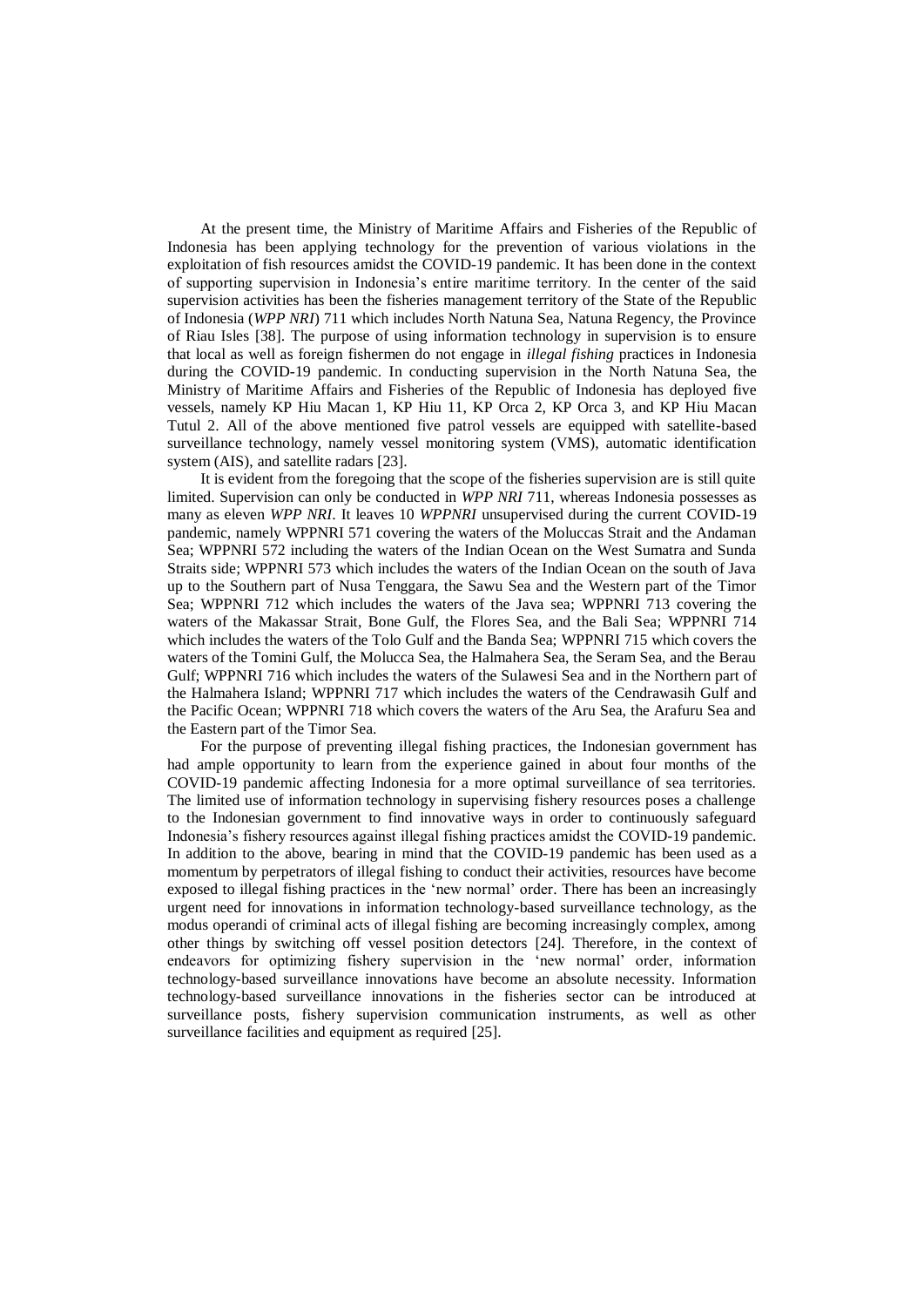At the present time, the Ministry of Maritime Affairs and Fisheries of the Republic of Indonesia has been applying technology for the prevention of various violations in the exploitation of fish resources amidst the COVID-19 pandemic. It has been done in the context of supporting supervision in Indonesia's entire maritime territory. In the center of the said supervision activities has been the fisheries management territory of the State of the Republic of Indonesia (*WPP NRI*) 711 which includes North Natuna Sea, Natuna Regency, the Province of Riau Isles [38]. The purpose of using information technology in supervision is to ensure that local as well as foreign fishermen do not engage in *illegal fishing* practices in Indonesia during the COVID-19 pandemic. In conducting supervision in the North Natuna Sea, the Ministry of Maritime Affairs and Fisheries of the Republic of Indonesia has deployed five vessels, namely KP Hiu Macan 1, KP Hiu 11, KP Orca 2, KP Orca 3, and KP Hiu Macan Tutul 2. All of the above mentioned five patrol vessels are equipped with satellite-based surveillance technology, namely vessel monitoring system (VMS), automatic identification system (AIS), and satellite radars [23].

It is evident from the foregoing that the scope of the fisheries supervision are is still quite limited. Supervision can only be conducted in *WPP NRI* 711, whereas Indonesia possesses as many as eleven *WPP NRI*. It leaves 10 *WPPNRI* unsupervised during the current COVID-19 pandemic, namely WPPNRI 571 covering the waters of the Moluccas Strait and the Andaman Sea; WPPNRI 572 including the waters of the Indian Ocean on the West Sumatra and Sunda Straits side; WPPNRI 573 which includes the waters of the Indian Ocean on the south of Java up to the Southern part of Nusa Tenggara, the Sawu Sea and the Western part of the Timor Sea; WPPNRI 712 which includes the waters of the Java sea; WPPNRI 713 covering the waters of the Makassar Strait, Bone Gulf, the Flores Sea, and the Bali Sea; WPPNRI 714 which includes the waters of the Tolo Gulf and the Banda Sea; WPPNRI 715 which covers the waters of the Tomini Gulf, the Molucca Sea, the Halmahera Sea, the Seram Sea, and the Berau Gulf; WPPNRI 716 which includes the waters of the Sulawesi Sea and in the Northern part of the Halmahera Island; WPPNRI 717 which includes the waters of the Cendrawasih Gulf and the Pacific Ocean; WPPNRI 718 which covers the waters of the Aru Sea, the Arafuru Sea and the Eastern part of the Timor Sea.

For the purpose of preventing illegal fishing practices, the Indonesian government has had ample opportunity to learn from the experience gained in about four months of the COVID-19 pandemic affecting Indonesia for a more optimal surveillance of sea territories. The limited use of information technology in supervising fishery resources poses a challenge to the Indonesian government to find innovative ways in order to continuously safeguard Indonesia's fishery resources against illegal fishing practices amidst the COVID-19 pandemic. In addition to the above, bearing in mind that the COVID-19 pandemic has been used as a momentum by perpetrators of illegal fishing to conduct their activities, resources have become exposed to illegal fishing practices in the 'new normal' order. There has been an increasingly urgent need for innovations in information technology-based surveillance technology, as the modus operandi of criminal acts of illegal fishing are becoming increasingly complex, among other things by switching off vessel position detectors [24]. Therefore, in the context of endeavors for optimizing fishery supervision in the 'new normal' order, information technology-based surveillance innovations have become an absolute necessity. Information technology-based surveillance innovations in the fisheries sector can be introduced at surveillance posts, fishery supervision communication instruments, as well as other surveillance facilities and equipment as required [25].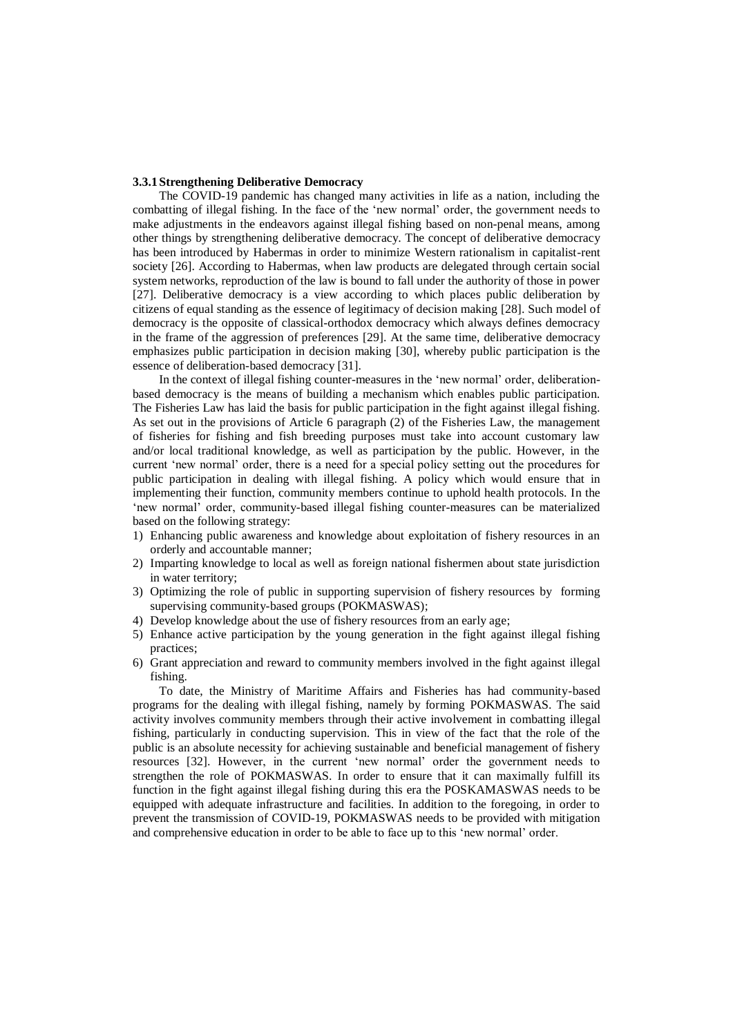### 3.3.1 Strengthening Deliberative Democracy

The COVID-19 pandemic has changed many activities in life as a nation, including the combatting of illegal fishing. In the face of the 'new normal' order, the government needs to make adjustments in the endeavors against illegal fishing based on non-penal means, among other things by strengthening deliberative democracy. The concept of deliberative democracy has been introduced by Habermas in order to minimize Western rationalism in capitalist-rent society [26]. According to Habermas, when law products are delegated through certain social system networks, reproduction of the law is bound to fall under the authority of those in power [27]. Deliberative democracy is a view according to which places public deliberation by citizens of equal standing as the essence of legitimacy of decision making [28]. Such model of democracy is the opposite of classical-orthodox democracy which always defines democracy in the frame of the aggression of preferences [29]. At the same time, deliberative democracy emphasizes public participation in decision making [30], whereby public participation is the essence of deliberation-based democracy [31].

In the context of illegal fishing counter-measures in the 'new normal' order, deliberation-based democracy is the means of building a mechanism which enables public participation. The Fisheries Law has laid the basis for public participation in the fight against illegal fishing. As set out in the provisions of Article 6 paragraph (2) of the Fisheries Law, the management of fisheries for fishing and fish breeding purposes must take into account customary law and/or local traditional knowledge, as well as participation by the public. However, in the current 'new normal' order, there is a need for a special policy setting out the procedures for public participation in dealing with illegal fishing. A policy which would ensure that in implementing their function, community members continue to uphold health protocols. In the 'new normal' order, community-based illegal fishing counter-measures can be materialized based on the following strategy:

1) Enhancing public awareness and knowledge about exploitation of fishery resources in an orderly and accountable manner;
2) Imparting knowledge to local as well as foreign national fishermen about state jurisdiction in water territory;
3) Optimizing the role of public in supporting supervision of fishery resources by forming supervising community-based groups (POKMASWAS);
4) Develop knowledge about the use of fishery resources from an early age;
5) Enhance active participation by the young generation in the fight against illegal fishing practices;
6) Grant appreciation and reward to community members involved in the fight against illegal fishing.

To date, the Ministry of Maritime Affairs and Fisheries has had community-based programs for the dealing with illegal fishing, namely by forming POKMASWAS. The said activity involves community members through their active involvement in combatting illegal fishing, particularly in conducting supervision. This in view of the fact that the role of the public is an absolute necessity for achieving sustainable and beneficial management of fishery resources [32]. However, in the current 'new normal' order the government needs to strengthen the role of POKMASWAS. In order to ensure that it can maximally fulfill its function in the fight against illegal fishing during this era the POSKAMASWAS needs to be equipped with adequate infrastructure and facilities. In addition to the foregoing, in order to prevent the transmission of COVID-19, POKMASWAS needs to be provided with mitigation and comprehensive education in order to be able to face up to this 'new normal' order.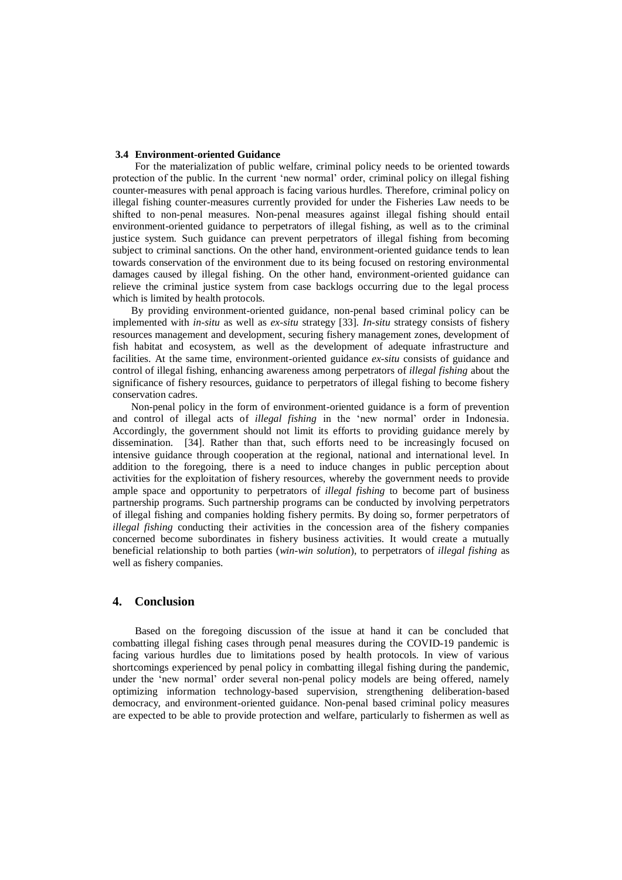### 3.4 Environment-oriented Guidance

For the materialization of public welfare, criminal policy needs to be oriented towards protection of the public. In the current 'new normal' order, criminal policy on illegal fishing counter-measures with penal approach is facing various hurdles. Therefore, criminal policy on illegal fishing counter-measures currently provided for under the Fisheries Law needs to be shifted to non-penal measures. Non-penal measures against illegal fishing should entail environment-oriented guidance to perpetrators of illegal fishing, as well as to the criminal justice system. Such guidance can prevent perpetrators of illegal fishing from becoming subject to criminal sanctions. On the other hand, environment-oriented guidance tends to lean towards conservation of the environment due to its being focused on restoring environmental damages caused by illegal fishing. On the other hand, environment-oriented guidance can relieve the criminal justice system from case backlogs occurring due to the legal process which is limited by health protocols.

By providing environment-oriented guidance, non-penal based criminal policy can be implemented with *in-situ* as well as *ex-situ* strategy [33]. *In-situ* strategy consists of fishery resources management and development, securing fishery management zones, development of fish habitat and ecosystem, as well as the development of adequate infrastructure and facilities. At the same time, environment-oriented guidance *ex-situ* consists of guidance and control of illegal fishing, enhancing awareness among perpetrators of *illegal fishing* about the significance of fishery resources, guidance to perpetrators of illegal fishing to become fishery conservation cadres.

Non-penal policy in the form of environment-oriented guidance is a form of prevention and control of illegal acts of *illegal fishing* in the 'new normal' order in Indonesia. Accordingly, the government should not limit its efforts to providing guidance merely by dissemination. [34]. Rather than that, such efforts need to be increasingly focused on intensive guidance through cooperation at the regional, national and international level. In addition to the foregoing, there is a need to induce changes in public perception about activities for the exploitation of fishery resources, whereby the government needs to provide ample space and opportunity to perpetrators of *illegal fishing* to become part of business partnership programs. Such partnership programs can be conducted by involving perpetrators of illegal fishing and companies holding fishery permits. By doing so, former perpetrators of *illegal fishing* conducting their activities in the concession area of the fishery companies concerned become subordinates in fishery business activities. It would create a mutually beneficial relationship to both parties (*win-win solution*), to perpetrators of *illegal fishing* as well as fishery companies.

## 4. Conclusion

Based on the foregoing discussion of the issue at hand it can be concluded that combatting illegal fishing cases through penal measures during the COVID-19 pandemic is facing various hurdles due to limitations posed by health protocols. In view of various shortcomings experienced by penal policy in combatting illegal fishing during the pandemic, under the 'new normal' order several non-penal policy models are being offered, namely optimizing information technology-based supervision, strengthening deliberation-based democracy, and environment-oriented guidance. Non-penal based criminal policy measures are expected to be able to provide protection and welfare, particularly to fishermen as well as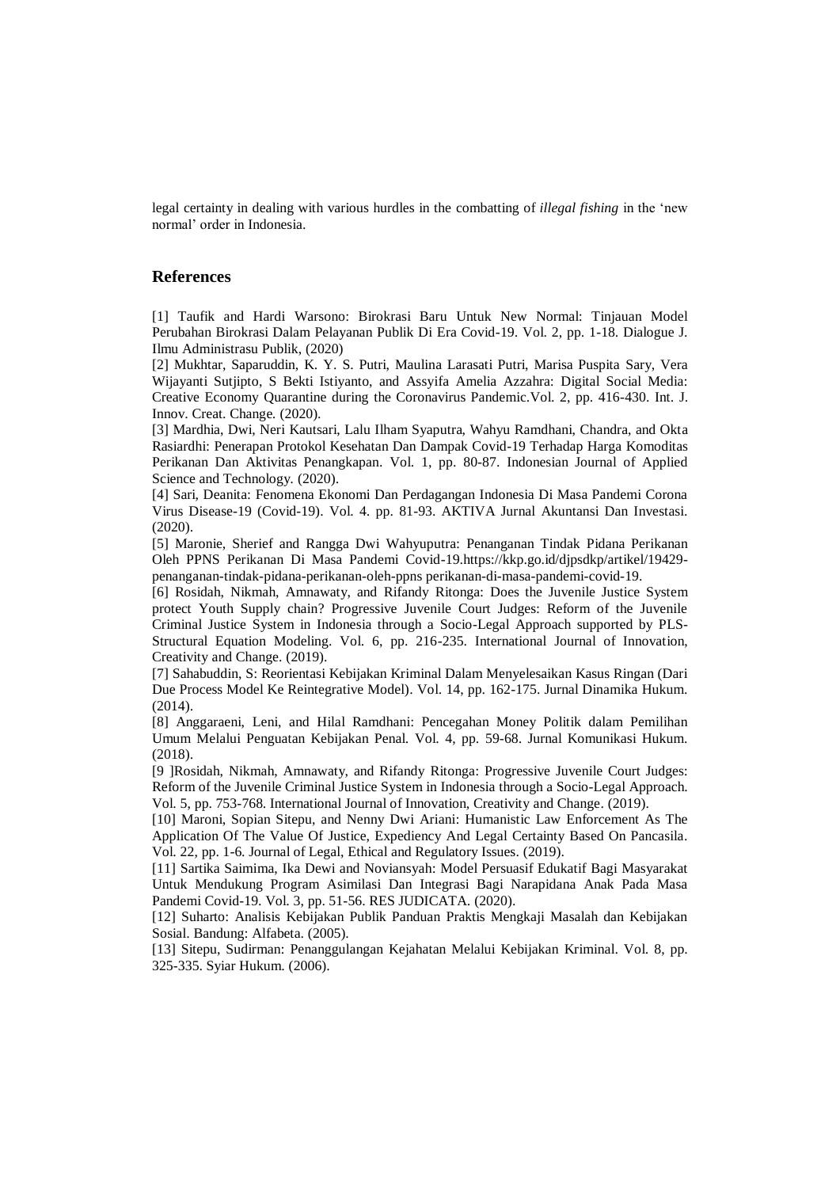legal certainty in dealing with various hurdles in the combatting of *illegal fishing* in the 'new normal' order in Indonesia.

## References

[1] Taufik and Hardi Warsono: Birokrasi Baru Untuk New Normal: Tinjauan Model Perubahan Birokrasi Dalam Pelayanan Publik Di Era Covid-19. Vol. 2, pp. 1-18. Dialogue J. Ilmu Administrasu Publik, (2020)

[2] Mukhtar, Saparuddin, K. Y. S. Putri, Maulina Larasati Putri, Marisa Puspita Sary, Vera Wijayanti Sutjipto, S Bekti Istiyanto, and Assyifa Amelia Azzahra: Digital Social Media: Creative Economy Quarantine during the Coronavirus Pandemic.Vol. 2, pp. 416-430. Int. J. Innov. Creat. Change. (2020).

[3] Mardhia, Dwi, Neri Kautsari, Lalu Ilham Syaputra, Wahyu Ramdhani, Chandra, and Okta Rasiardhi: Penerapan Protokol Kesehatan Dan Dampak Covid-19 Terhadap Harga Komoditas Perikanan Dan Aktivitas Penangkapan. Vol. 1, pp. 80-87. Indonesian Journal of Applied Science and Technology. (2020).

[4] Sari, Deanita: Fenomena Ekonomi Dan Perdagangan Indonesia Di Masa Pandemi Corona Virus Disease-19 (Covid-19). Vol. 4. pp. 81-93. AKTIVA Jurnal Akuntansi Dan Investasi. (2020).

[5] Maronie, Sherief and Rangga Dwi Wahyuputra: Penanganan Tindak Pidana Perikanan Oleh PPNS Perikanan Di Masa Pandemi Covid-19.https://kkp.go.id/djpsdkp/artikel/19429-penanganan-tindak-pidana-perikanan-oleh-ppns perikanan-di-masa-pandemi-covid-19.

[6] Rosidah, Nikmah, Amnawaty, and Rifandy Ritonga: Does the Juvenile Justice System protect Youth Supply chain? Progressive Juvenile Court Judges: Reform of the Juvenile Criminal Justice System in Indonesia through a Socio-Legal Approach supported by PLS-Structural Equation Modeling. Vol. 6, pp. 216-235. International Journal of Innovation, Creativity and Change. (2019).

[7] Sahabuddin, S: Reorientasi Kebijakan Kriminal Dalam Menyelesaikan Kasus Ringan (Dari Due Process Model Ke Reintegrative Model). Vol. 14, pp. 162-175. Jurnal Dinamika Hukum. (2014).

[8] Anggaraeni, Leni, and Hilal Ramdhani: Pencegahan Money Politik dalam Pemilihan Umum Melalui Penguatan Kebijakan Penal. Vol. 4, pp. 59-68. Jurnal Komunikasi Hukum. (2018).

[9 ]Rosidah, Nikmah, Amnawaty, and Rifandy Ritonga: Progressive Juvenile Court Judges: Reform of the Juvenile Criminal Justice System in Indonesia through a Socio-Legal Approach. Vol. 5, pp. 753-768. International Journal of Innovation, Creativity and Change. (2019).

[10] Maroni, Sopian Sitepu, and Nenny Dwi Ariani: Humanistic Law Enforcement As The Application Of The Value Of Justice, Expediency And Legal Certainty Based On Pancasila. Vol. 22, pp. 1-6. Journal of Legal, Ethical and Regulatory Issues. (2019).

[11] Sartika Saimima, Ika Dewi and Noviansyah: Model Persuasif Edukatif Bagi Masyarakat Untuk Mendukung Program Asimilasi Dan Integrasi Bagi Narapidana Anak Pada Masa Pandemi Covid-19. Vol. 3, pp. 51-56. RES JUDICATA. (2020).

[12] Suharto: Analisis Kebijakan Publik Panduan Praktis Mengkaji Masalah dan Kebijakan Sosial. Bandung: Alfabeta. (2005).

[13] Sitepu, Sudirman: Penanggulangan Kejahatan Melalui Kebijakan Kriminal. Vol. 8, pp. 325-335. Syiar Hukum. (2006).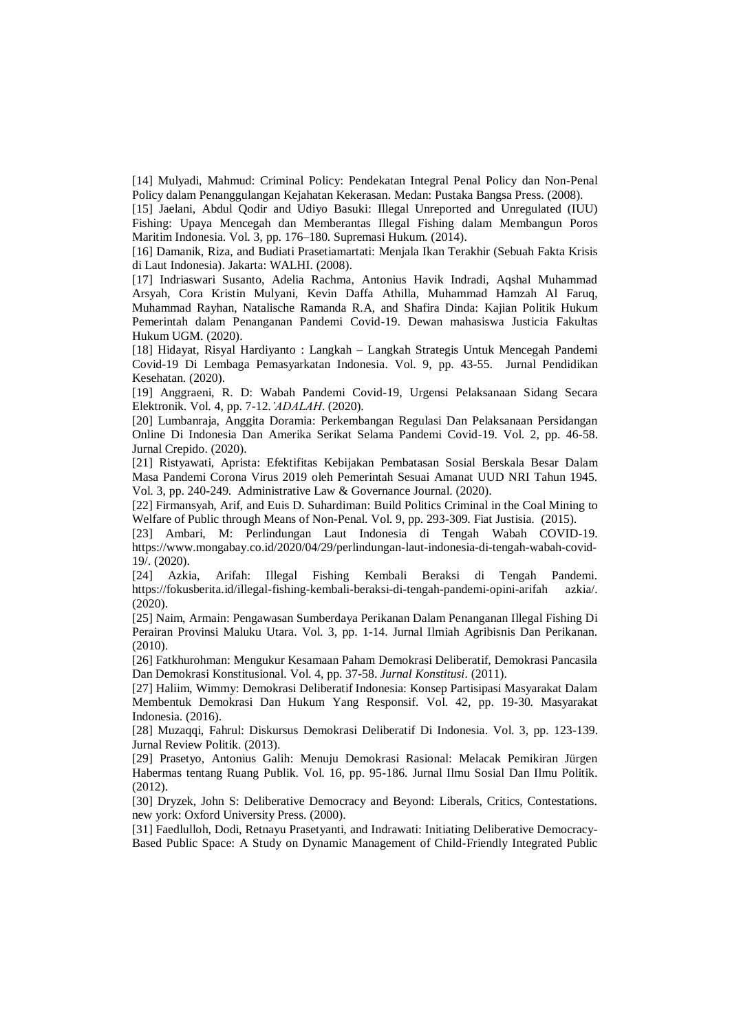[14] Mulyadi, Mahmud: Criminal Policy: Pendekatan Integral Penal Policy dan Non-Penal Policy dalam Penanggulangan Kejahatan Kekerasan. Medan: Pustaka Bangsa Press. (2008).

[15] Jaelani, Abdul Qodir and Udiyo Basuki: Illegal Unreported and Unregulated (IUU) Fishing: Upaya Mencegah dan Memberantas Illegal Fishing dalam Membangun Poros Maritim Indonesia. Vol. 3, pp. 176–180. Supremasi Hukum. (2014).

[16] Damanik, Riza, and Budiati Prasetiamartati: Menjala Ikan Terakhir (Sebuah Fakta Krisis di Laut Indonesia). Jakarta: WALHI. (2008).

[17] Indriaswari Susanto, Adelia Rachma, Antonius Havik Indradi, Aqshal Muhammad Arsyah, Cora Kristin Mulyani, Kevin Daffa Athilla, Muhammad Hamzah Al Faruq, Muhammad Rayhan, Natalische Ramanda R.A, and Shafira Dinda: Kajian Politik Hukum Pemerintah dalam Penanganan Pandemi Covid-19. Dewan mahasiswa Justicia Fakultas Hukum UGM. (2020).

[18] Hidayat, Risyal Hardiyanto : Langkah – Langkah Strategis Untuk Mencegah Pandemi Covid-19 Di Lembaga Pemasyarkatan Indonesia. Vol. 9, pp. 43-55. Jurnal Pendidikan Kesehatan. (2020).

[19] Anggraeni, R. D: Wabah Pandemi Covid-19, Urgensi Pelaksanaan Sidang Secara Elektronik. Vol. 4, pp. 7-12.*'ADALAH*. (2020).

[20] Lumbanraja, Anggita Doramia: Perkembangan Regulasi Dan Pelaksanaan Persidangan Online Di Indonesia Dan Amerika Serikat Selama Pandemi Covid-19. Vol. 2, pp. 46-58. Jurnal Crepido. (2020).

[21] Ristyawati, Aprista: Efektifitas Kebijakan Pembatasan Sosial Berskala Besar Dalam Masa Pandemi Corona Virus 2019 oleh Pemerintah Sesuai Amanat UUD NRI Tahun 1945. Vol. 3, pp. 240-249. Administrative Law & Governance Journal. (2020).

[22] Firmansyah, Arif, and Euis D. Suhardiman: Build Politics Criminal in the Coal Mining to Welfare of Public through Means of Non-Penal. Vol. 9, pp. 293-309. Fiat Justisia. (2015).

[23] Ambari, M: Perlindungan Laut Indonesia di Tengah Wabah COVID-19. https://www.mongabay.co.id/2020/04/29/perlindungan-laut-indonesia-di-tengah-wabah-covid-19/. (2020).

[24] Azkia, Arifah: Illegal Fishing Kembali Beraksi di Tengah Pandemi. https://fokusberita.id/illegal-fishing-kembali-beraksi-di-tengah-pandemi-opini-arifah azkia/. (2020).

[25] Naim, Armain: Pengawasan Sumberdaya Perikanan Dalam Penanganan Illegal Fishing Di Perairan Provinsi Maluku Utara. Vol. 3, pp. 1-14. Jurnal Ilmiah Agribisnis Dan Perikanan. (2010).

[26] Fatkhurohman: Mengukur Kesamaan Paham Demokrasi Deliberatif, Demokrasi Pancasila Dan Demokrasi Konstitusional. Vol. 4, pp. 37-58. *Jurnal Konstitusi*. (2011).

[27] Haliim, Wimmy: Demokrasi Deliberatif Indonesia: Konsep Partisipasi Masyarakat Dalam Membentuk Demokrasi Dan Hukum Yang Responsif. Vol. 42, pp. 19-30. Masyarakat Indonesia. (2016).

[28] Muzaqqi, Fahrul: Diskursus Demokrasi Deliberatif Di Indonesia. Vol. 3, pp. 123-139. Jurnal Review Politik. (2013).

[29] Prasetyo, Antonius Galih: Menuju Demokrasi Rasional: Melacak Pemikiran Jürgen Habermas tentang Ruang Publik. Vol. 16, pp. 95-186. Jurnal Ilmu Sosial Dan Ilmu Politik. (2012).

[30] Dryzek, John S: Deliberative Democracy and Beyond: Liberals, Critics, Contestations. new york: Oxford University Press. (2000).

[31] Faedlulloh, Dodi, Retnayu Prasetyanti, and Indrawati: Initiating Deliberative Democracy-Based Public Space: A Study on Dynamic Management of Child-Friendly Integrated Public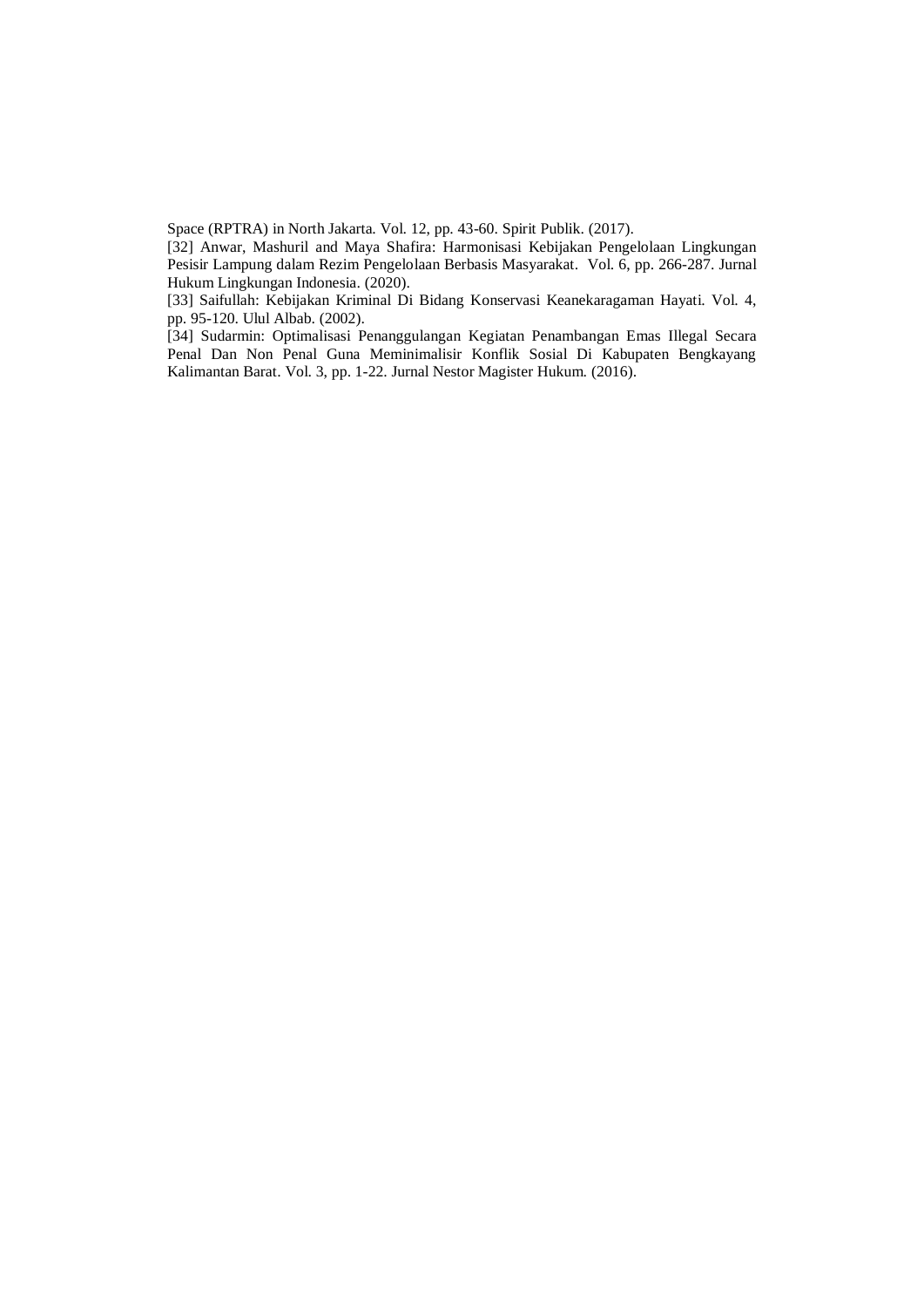Space (RPTRA) in North Jakarta. Vol. 12, pp. 43-60. Spirit Publik. (2017).

[32] Anwar, Mashuril and Maya Shafira: Harmonisasi Kebijakan Pengelolaan Lingkungan Pesisir Lampung dalam Rezim Pengelolaan Berbasis Masyarakat. Vol. 6, pp. 266-287. Jurnal Hukum Lingkungan Indonesia. (2020).

[33] Saifullah: Kebijakan Kriminal Di Bidang Konservasi Keanekaragaman Hayati. Vol. 4, pp. 95-120. Ulul Albab. (2002).

[34] Sudarmin: Optimalisasi Penanggulangan Kegiatan Penambangan Emas Illegal Secara Penal Dan Non Penal Guna Meminimalisir Konflik Sosial Di Kabupaten Bengkayang Kalimantan Barat. Vol. 3, pp. 1-22. Jurnal Nestor Magister Hukum. (2016).